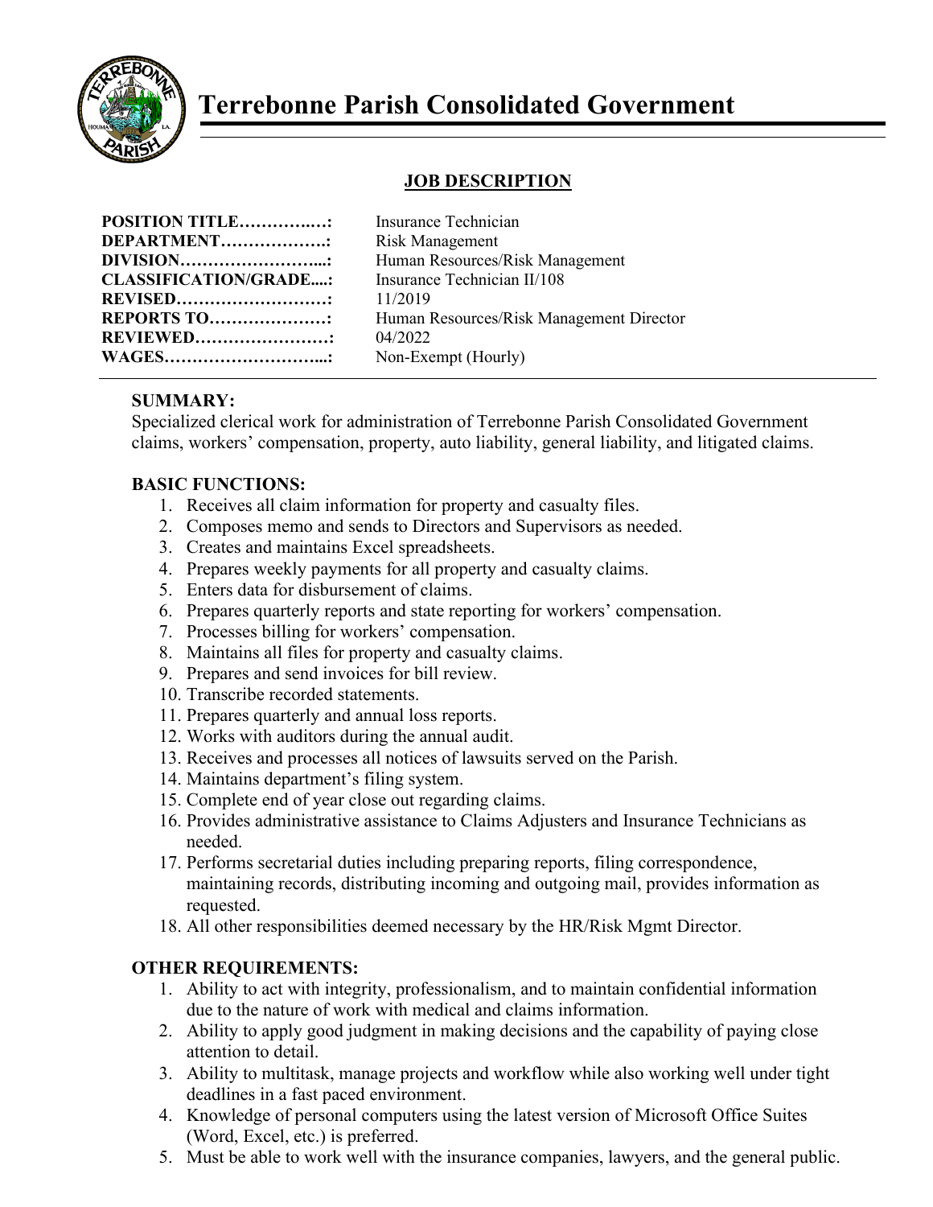# Terrebonne Parish Consolidated Government

## JOB DESCRIPTION

| | |
|---|---|
| **POSITION TITLE…………..…:** | Insurance Technician |
| **DEPARTMENT……………….:** | Risk Management |
| **DIVISION……………………...:** | Human Resources/Risk Management |
| **CLASSIFICATION/GRADE....:** | Insurance Technician II/108 |
| **REVISED………………………:** | 11/2019 |
| **REPORTS TO…………………:** | Human Resources/Risk Management Director |
| **REVIEWED……………………:** | 04/2022 |
| **WAGES………………………...:** | Non-Exempt (Hourly) |

### SUMMARY:

Specialized clerical work for administration of Terrebonne Parish Consolidated Government claims, workers' compensation, property, auto liability, general liability, and litigated claims.

### BASIC FUNCTIONS:

1. Receives all claim information for property and casualty files.
2. Composes memo and sends to Directors and Supervisors as needed.
3. Creates and maintains Excel spreadsheets.
4. Prepares weekly payments for all property and casualty claims.
5. Enters data for disbursement of claims.
6. Prepares quarterly reports and state reporting for workers' compensation.
7. Processes billing for workers' compensation.
8. Maintains all files for property and casualty claims.
9. Prepares and send invoices for bill review.
10. Transcribe recorded statements.
11. Prepares quarterly and annual loss reports.
12. Works with auditors during the annual audit.
13. Receives and processes all notices of lawsuits served on the Parish.
14. Maintains department's filing system.
15. Complete end of year close out regarding claims.
16. Provides administrative assistance to Claims Adjusters and Insurance Technicians as needed.
17. Performs secretarial duties including preparing reports, filing correspondence, maintaining records, distributing incoming and outgoing mail, provides information as requested.
18. All other responsibilities deemed necessary by the HR/Risk Mgmt Director.

### OTHER REQUIREMENTS:

1. Ability to act with integrity, professionalism, and to maintain confidential information due to the nature of work with medical and claims information.
2. Ability to apply good judgment in making decisions and the capability of paying close attention to detail.
3. Ability to multitask, manage projects and workflow while also working well under tight deadlines in a fast paced environment.
4. Knowledge of personal computers using the latest version of Microsoft Office Suites (Word, Excel, etc.) is preferred.
5. Must be able to work well with the insurance companies, lawyers, and the general public.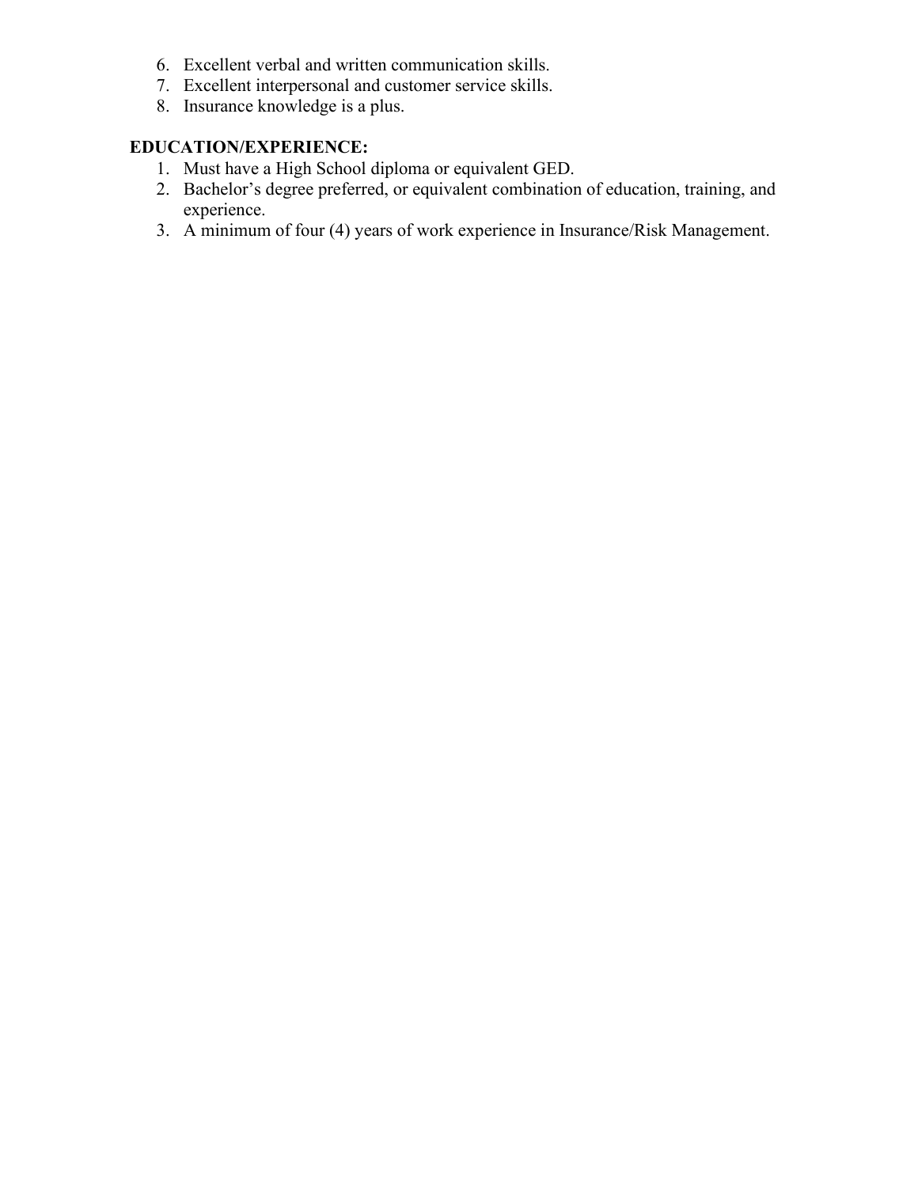6. Excellent verbal and written communication skills.
7. Excellent interpersonal and customer service skills.
8. Insurance knowledge is a plus.

**EDUCATION/EXPERIENCE:**

1. Must have a High School diploma or equivalent GED.
2. Bachelor's degree preferred, or equivalent combination of education, training, and experience.
3. A minimum of four (4) years of work experience in Insurance/Risk Management.